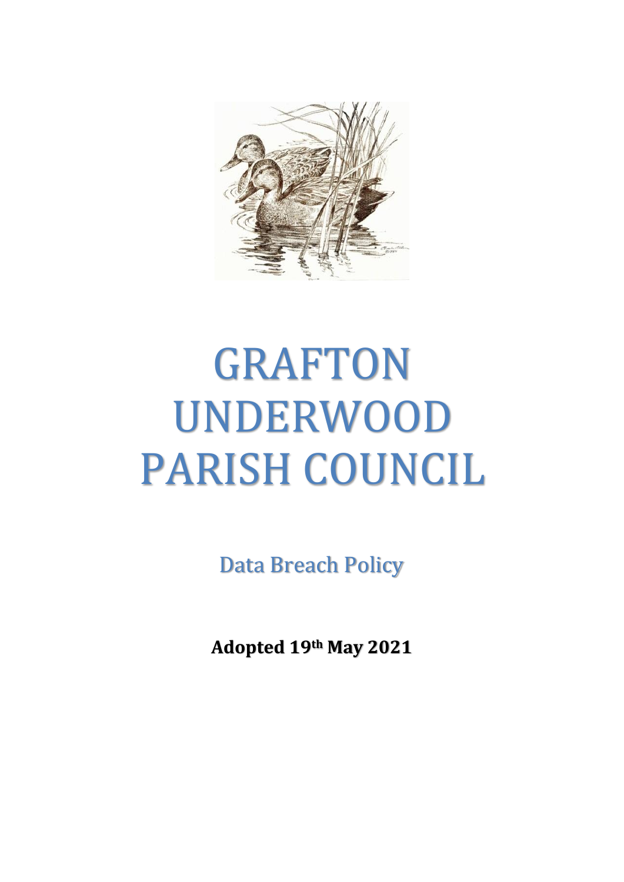# GRAFTON UNDERWOOD PARISH COUNCIL

## Data Breach Policy

**Adopted 19th May 2021**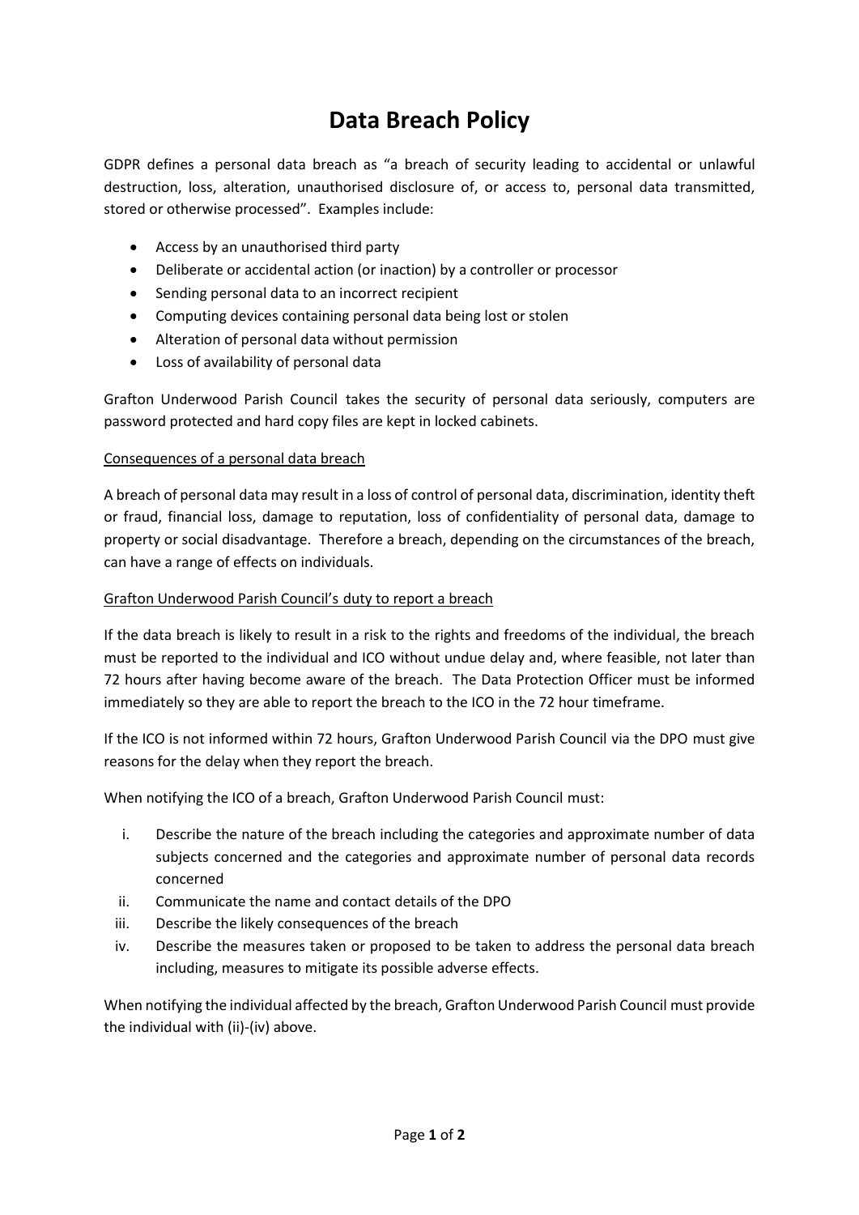# Data Breach Policy

GDPR defines a personal data breach as "a breach of security leading to accidental or unlawful destruction, loss, alteration, unauthorised disclosure of, or access to, personal data transmitted, stored or otherwise processed". Examples include:

- Access by an unauthorised third party
- Deliberate or accidental action (or inaction) by a controller or processor
- Sending personal data to an incorrect recipient
- Computing devices containing personal data being lost or stolen
- Alteration of personal data without permission
- Loss of availability of personal data

Grafton Underwood Parish Council takes the security of personal data seriously, computers are password protected and hard copy files are kept in locked cabinets.

## Consequences of a personal data breach

A breach of personal data may result in a loss of control of personal data, discrimination, identity theft or fraud, financial loss, damage to reputation, loss of confidentiality of personal data, damage to property or social disadvantage. Therefore a breach, depending on the circumstances of the breach, can have a range of effects on individuals.

## Grafton Underwood Parish Council's duty to report a breach

If the data breach is likely to result in a risk to the rights and freedoms of the individual, the breach must be reported to the individual and ICO without undue delay and, where feasible, not later than 72 hours after having become aware of the breach. The Data Protection Officer must be informed immediately so they are able to report the breach to the ICO in the 72 hour timeframe.

If the ICO is not informed within 72 hours, Grafton Underwood Parish Council via the DPO must give reasons for the delay when they report the breach.

When notifying the ICO of a breach, Grafton Underwood Parish Council must:

i. Describe the nature of the breach including the categories and approximate number of data subjects concerned and the categories and approximate number of personal data records concerned
ii. Communicate the name and contact details of the DPO
iii. Describe the likely consequences of the breach
iv. Describe the measures taken or proposed to be taken to address the personal data breach including, measures to mitigate its possible adverse effects.

When notifying the individual affected by the breach, Grafton Underwood Parish Council must provide the individual with (ii)-(iv) above.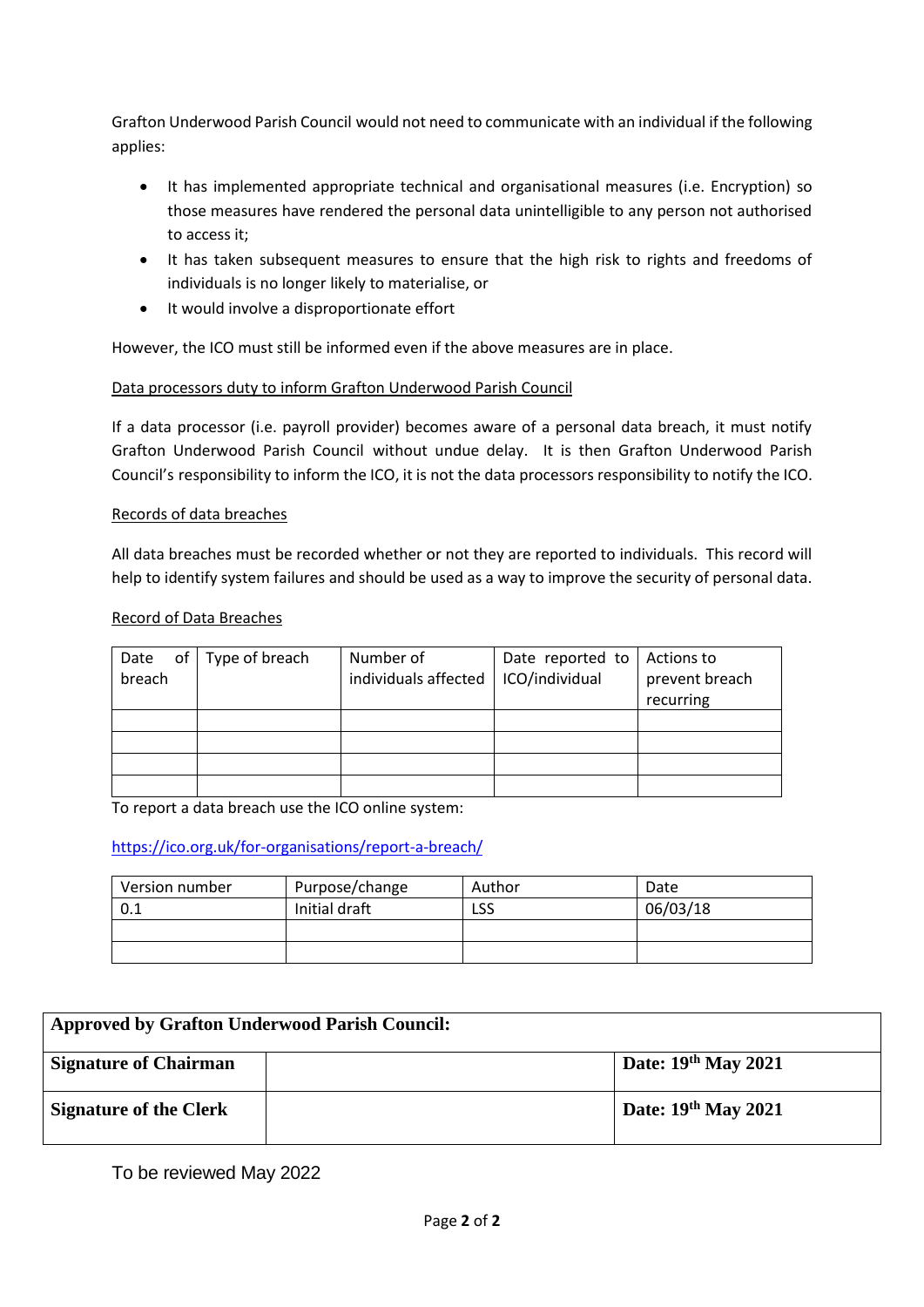Grafton Underwood Parish Council would not need to communicate with an individual if the following applies:

- It has implemented appropriate technical and organisational measures (i.e. Encryption) so those measures have rendered the personal data unintelligible to any person not authorised to access it;
- It has taken subsequent measures to ensure that the high risk to rights and freedoms of individuals is no longer likely to materialise, or
- It would involve a disproportionate effort

However, the ICO must still be informed even if the above measures are in place.

<u>Data processors duty to inform Grafton Underwood Parish Council</u>

If a data processor (i.e. payroll provider) becomes aware of a personal data breach, it must notify Grafton Underwood Parish Council without undue delay. It is then Grafton Underwood Parish Council's responsibility to inform the ICO, it is not the data processors responsibility to notify the ICO.

<u>Records of data breaches</u>

All data breaches must be recorded whether or not they are reported to individuals. This record will help to identify system failures and should be used as a way to improve the security of personal data.

<u>Record of Data Breaches</u>

| Date of breach | Type of breach | Number of individuals affected | Date reported to ICO/individual | Actions to prevent breach recurring |
|---|---|---|---|---|
| | | | | |
| | | | | |
| | | | | |
| | | | | |

To report a data breach use the ICO online system:

https://ico.org.uk/for-organisations/report-a-breach/

| Version number | Purpose/change | Author | Date |
|---|---|---|---|
| 0.1 | Initial draft | LSS | 06/03/18 |
| | | | |
| | | | |

| **Approved by Grafton Underwood Parish Council:** | | |
|---|---|---|
| **Signature of Chairman** | | **Date: 19th May 2021** |
| **Signature of the Clerk** | | **Date: 19th May 2021** |

To be reviewed May 2022